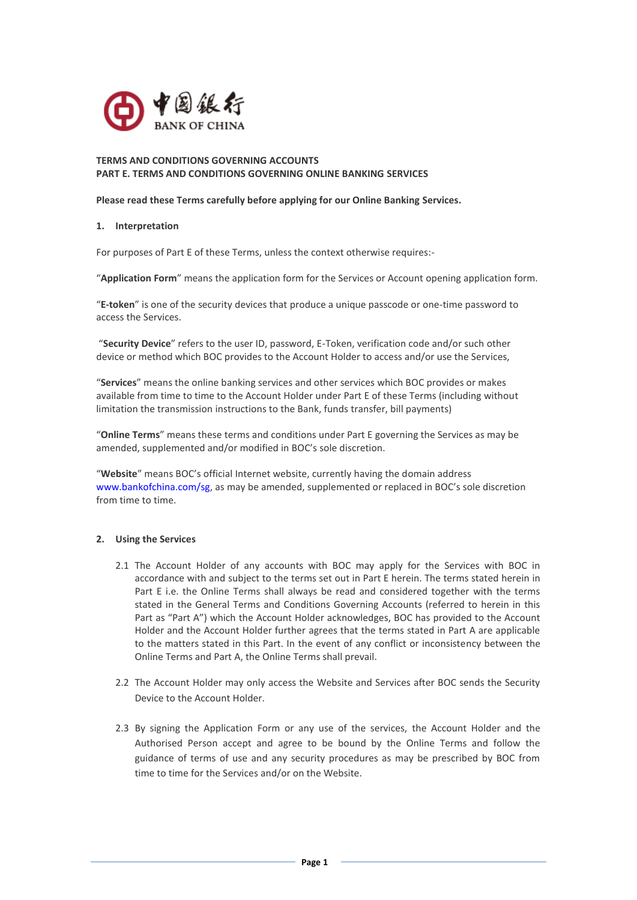# TERMS AND CONDITIONS GOVERNING ACCOUNTS

## PART E. TERMS AND CONDITIONS GOVERNING ONLINE BANKING SERVICES

**Please read these Terms carefully before applying for our Online Banking Services.**

### 1. Interpretation

For purposes of Part E of these Terms, unless the context otherwise requires:-

"**Application Form**" means the application form for the Services or Account opening application form.

"**E-token**" is one of the security devices that produce a unique passcode or one-time password to access the Services.

"**Security Device**" refers to the user ID, password, E-Token, verification code and/or such other device or method which BOC provides to the Account Holder to access and/or use the Services,

"**Services**" means the online banking services and other services which BOC provides or makes available from time to time to the Account Holder under Part E of these Terms (including without limitation the transmission instructions to the Bank, funds transfer, bill payments)

"**Online Terms**" means these terms and conditions under Part E governing the Services as may be amended, supplemented and/or modified in BOC's sole discretion.

"**Website**" means BOC's official Internet website, currently having the domain address www.bankofchina.com/sg, as may be amended, supplemented or replaced in BOC's sole discretion from time to time.

### 2. Using the Services

2.1 The Account Holder of any accounts with BOC may apply for the Services with BOC in accordance with and subject to the terms set out in Part E herein. The terms stated herein in Part E i.e. the Online Terms shall always be read and considered together with the terms stated in the General Terms and Conditions Governing Accounts (referred to herein in this Part as "Part A") which the Account Holder acknowledges, BOC has provided to the Account Holder and the Account Holder further agrees that the terms stated in Part A are applicable to the matters stated in this Part. In the event of any conflict or inconsistency between the Online Terms and Part A, the Online Terms shall prevail.

2.2 The Account Holder may only access the Website and Services after BOC sends the Security Device to the Account Holder.

2.3 By signing the Application Form or any use of the services, the Account Holder and the Authorised Person accept and agree to be bound by the Online Terms and follow the guidance of terms of use and any security procedures as may be prescribed by BOC from time to time for the Services and/or on the Website.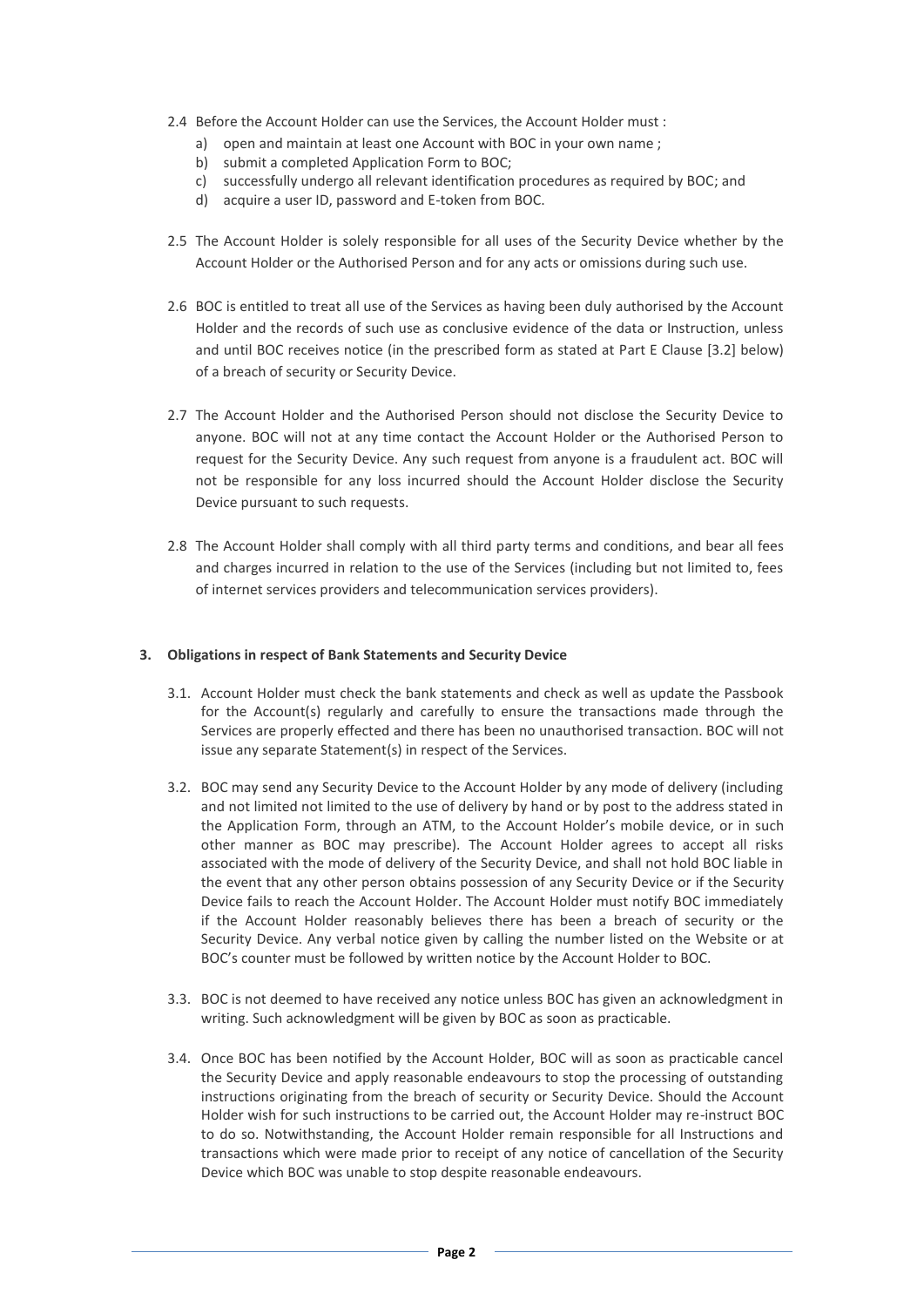2.4 Before the Account Holder can use the Services, the Account Holder must :

a) open and maintain at least one Account with BOC in your own name ;
b) submit a completed Application Form to BOC;
c) successfully undergo all relevant identification procedures as required by BOC; and
d) acquire a user ID, password and E-token from BOC.

2.5 The Account Holder is solely responsible for all uses of the Security Device whether by the Account Holder or the Authorised Person and for any acts or omissions during such use.

2.6 BOC is entitled to treat all use of the Services as having been duly authorised by the Account Holder and the records of such use as conclusive evidence of the data or Instruction, unless and until BOC receives notice (in the prescribed form as stated at Part E Clause [3.2] below) of a breach of security or Security Device.

2.7 The Account Holder and the Authorised Person should not disclose the Security Device to anyone. BOC will not at any time contact the Account Holder or the Authorised Person to request for the Security Device. Any such request from anyone is a fraudulent act. BOC will not be responsible for any loss incurred should the Account Holder disclose the Security Device pursuant to such requests.

2.8 The Account Holder shall comply with all third party terms and conditions, and bear all fees and charges incurred in relation to the use of the Services (including but not limited to, fees of internet services providers and telecommunication services providers).

## 3. Obligations in respect of Bank Statements and Security Device

3.1. Account Holder must check the bank statements and check as well as update the Passbook for the Account(s) regularly and carefully to ensure the transactions made through the Services are properly effected and there has been no unauthorised transaction. BOC will not issue any separate Statement(s) in respect of the Services.

3.2. BOC may send any Security Device to the Account Holder by any mode of delivery (including and not limited not limited to the use of delivery by hand or by post to the address stated in the Application Form, through an ATM, to the Account Holder's mobile device, or in such other manner as BOC may prescribe). The Account Holder agrees to accept all risks associated with the mode of delivery of the Security Device, and shall not hold BOC liable in the event that any other person obtains possession of any Security Device or if the Security Device fails to reach the Account Holder. The Account Holder must notify BOC immediately if the Account Holder reasonably believes there has been a breach of security or the Security Device. Any verbal notice given by calling the number listed on the Website or at BOC's counter must be followed by written notice by the Account Holder to BOC.

3.3. BOC is not deemed to have received any notice unless BOC has given an acknowledgment in writing. Such acknowledgment will be given by BOC as soon as practicable.

3.4. Once BOC has been notified by the Account Holder, BOC will as soon as practicable cancel the Security Device and apply reasonable endeavours to stop the processing of outstanding instructions originating from the breach of security or Security Device. Should the Account Holder wish for such instructions to be carried out, the Account Holder may re-instruct BOC to do so. Notwithstanding, the Account Holder remain responsible for all Instructions and transactions which were made prior to receipt of any notice of cancellation of the Security Device which BOC was unable to stop despite reasonable endeavours.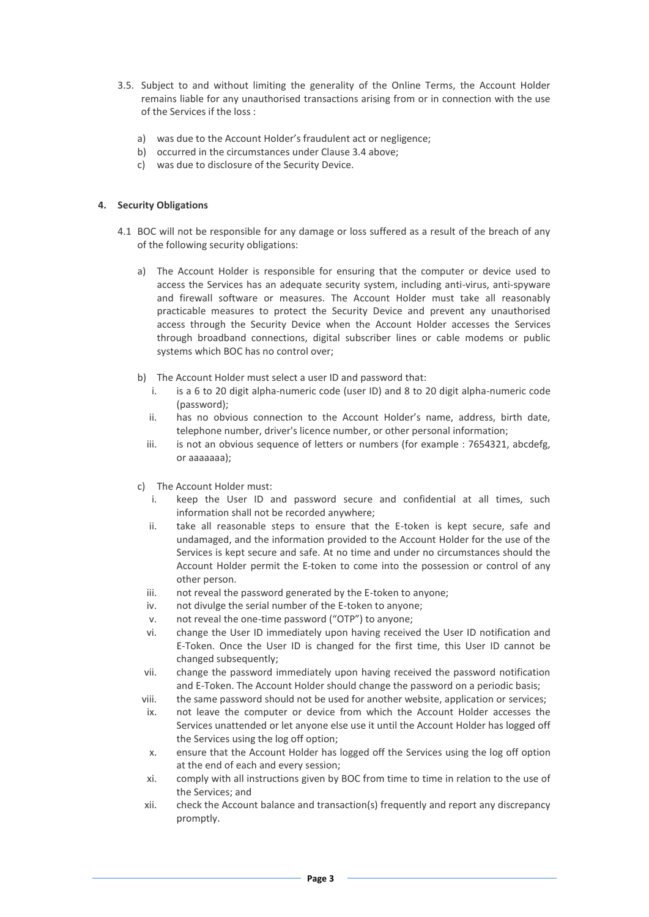3.5. Subject to and without limiting the generality of the Online Terms, the Account Holder remains liable for any unauthorised transactions arising from or in connection with the use of the Services if the loss :

a) was due to the Account Holder's fraudulent act or negligence;
b) occurred in the circumstances under Clause 3.4 above;
c) was due to disclosure of the Security Device.

## 4. Security Obligations

4.1 BOC will not be responsible for any damage or loss suffered as a result of the breach of any of the following security obligations:

a) The Account Holder is responsible for ensuring that the computer or device used to access the Services has an adequate security system, including anti-virus, anti-spyware and firewall software or measures. The Account Holder must take all reasonably practicable measures to protect the Security Device and prevent any unauthorised access through the Security Device when the Account Holder accesses the Services through broadband connections, digital subscriber lines or cable modems or public systems which BOC has no control over;

b) The Account Holder must select a user ID and password that:
   i. is a 6 to 20 digit alpha-numeric code (user ID) and 8 to 20 digit alpha-numeric code (password);
   ii. has no obvious connection to the Account Holder's name, address, birth date, telephone number, driver's licence number, or other personal information;
   iii. is not an obvious sequence of letters or numbers (for example : 7654321, abcdefg, or aaaaaaa);

c) The Account Holder must:
   i. keep the User ID and password secure and confidential at all times, such information shall not be recorded anywhere;
   ii. take all reasonable steps to ensure that the E-token is kept secure, safe and undamaged, and the information provided to the Account Holder for the use of the Services is kept secure and safe. At no time and under no circumstances should the Account Holder permit the E-token to come into the possession or control of any other person.
   iii. not reveal the password generated by the E-token to anyone;
   iv. not divulge the serial number of the E-token to anyone;
   v. not reveal the one-time password ("OTP") to anyone;
   vi. change the User ID immediately upon having received the User ID notification and E-Token. Once the User ID is changed for the first time, this User ID cannot be changed subsequently;
   vii. change the password immediately upon having received the password notification and E-Token. The Account Holder should change the password on a periodic basis;
   viii. the same password should not be used for another website, application or services;
   ix. not leave the computer or device from which the Account Holder accesses the Services unattended or let anyone else use it until the Account Holder has logged off the Services using the log off option;
   x. ensure that the Account Holder has logged off the Services using the log off option at the end of each and every session;
   xi. comply with all instructions given by BOC from time to time in relation to the use of the Services; and
   xii. check the Account balance and transaction(s) frequently and report any discrepancy promptly.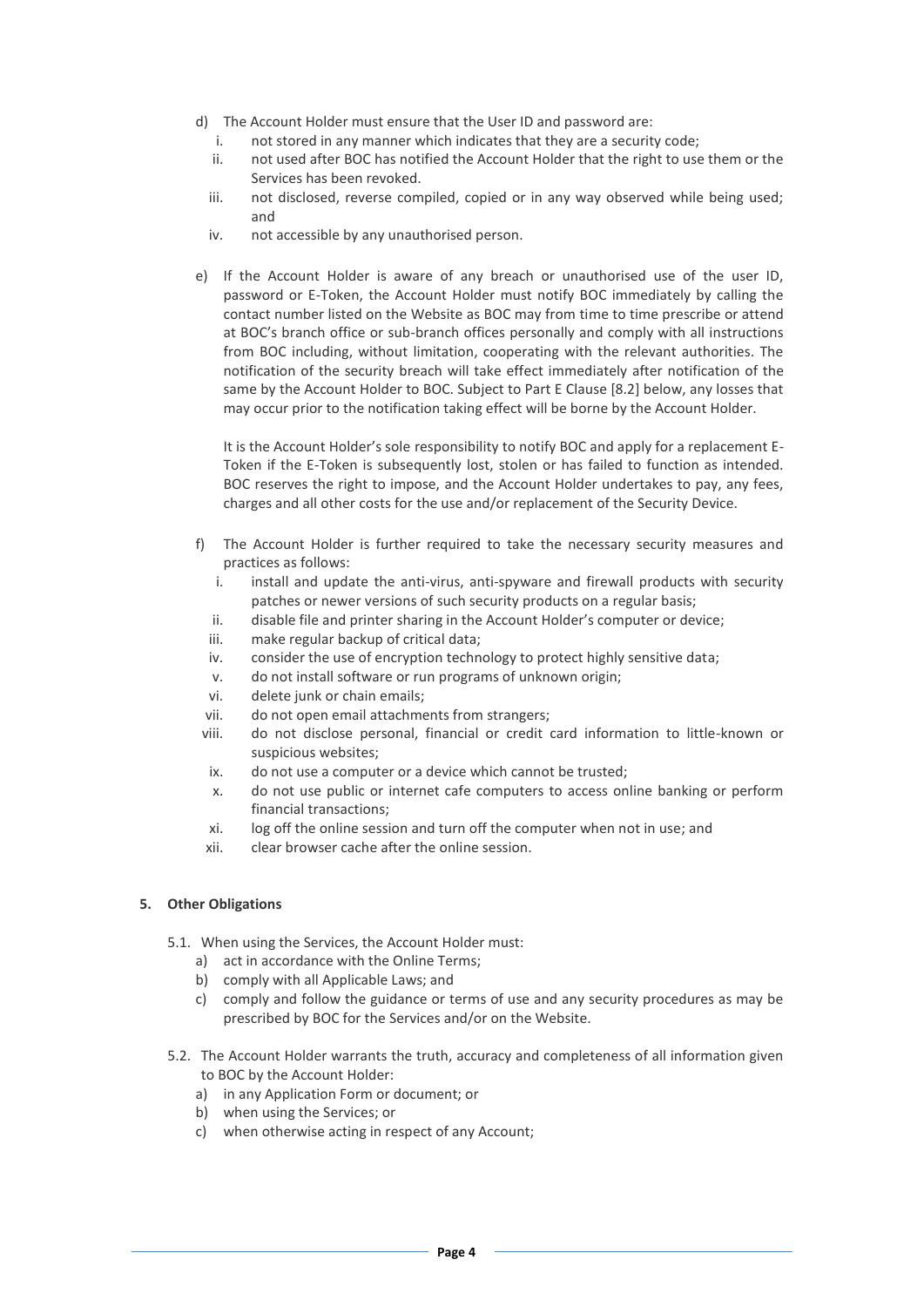d) The Account Holder must ensure that the User ID and password are:
   i. not stored in any manner which indicates that they are a security code;
   ii. not used after BOC has notified the Account Holder that the right to use them or the Services has been revoked.
   iii. not disclosed, reverse compiled, copied or in any way observed while being used; and
   iv. not accessible by any unauthorised person.

e) If the Account Holder is aware of any breach or unauthorised use of the user ID, password or E-Token, the Account Holder must notify BOC immediately by calling the contact number listed on the Website as BOC may from time to time prescribe or attend at BOC's branch office or sub-branch offices personally and comply with all instructions from BOC including, without limitation, cooperating with the relevant authorities. The notification of the security breach will take effect immediately after notification of the same by the Account Holder to BOC. Subject to Part E Clause [8.2] below, any losses that may occur prior to the notification taking effect will be borne by the Account Holder.

   It is the Account Holder's sole responsibility to notify BOC and apply for a replacement E-Token if the E-Token is subsequently lost, stolen or has failed to function as intended. BOC reserves the right to impose, and the Account Holder undertakes to pay, any fees, charges and all other costs for the use and/or replacement of the Security Device.

f) The Account Holder is further required to take the necessary security measures and practices as follows:
   i. install and update the anti-virus, anti-spyware and firewall products with security patches or newer versions of such security products on a regular basis;
   ii. disable file and printer sharing in the Account Holder's computer or device;
   iii. make regular backup of critical data;
   iv. consider the use of encryption technology to protect highly sensitive data;
   v. do not install software or run programs of unknown origin;
   vi. delete junk or chain emails;
   vii. do not open email attachments from strangers;
   viii. do not disclose personal, financial or credit card information to little-known or suspicious websites;
   ix. do not use a computer or a device which cannot be trusted;
   x. do not use public or internet cafe computers to access online banking or perform financial transactions;
   xi. log off the online session and turn off the computer when not in use; and
   xii. clear browser cache after the online session.

**5. Other Obligations**

5.1. When using the Services, the Account Holder must:
   a) act in accordance with the Online Terms;
   b) comply with all Applicable Laws; and
   c) comply and follow the guidance or terms of use and any security procedures as may be prescribed by BOC for the Services and/or on the Website.

5.2. The Account Holder warrants the truth, accuracy and completeness of all information given to BOC by the Account Holder:
   a) in any Application Form or document; or
   b) when using the Services; or
   c) when otherwise acting in respect of any Account;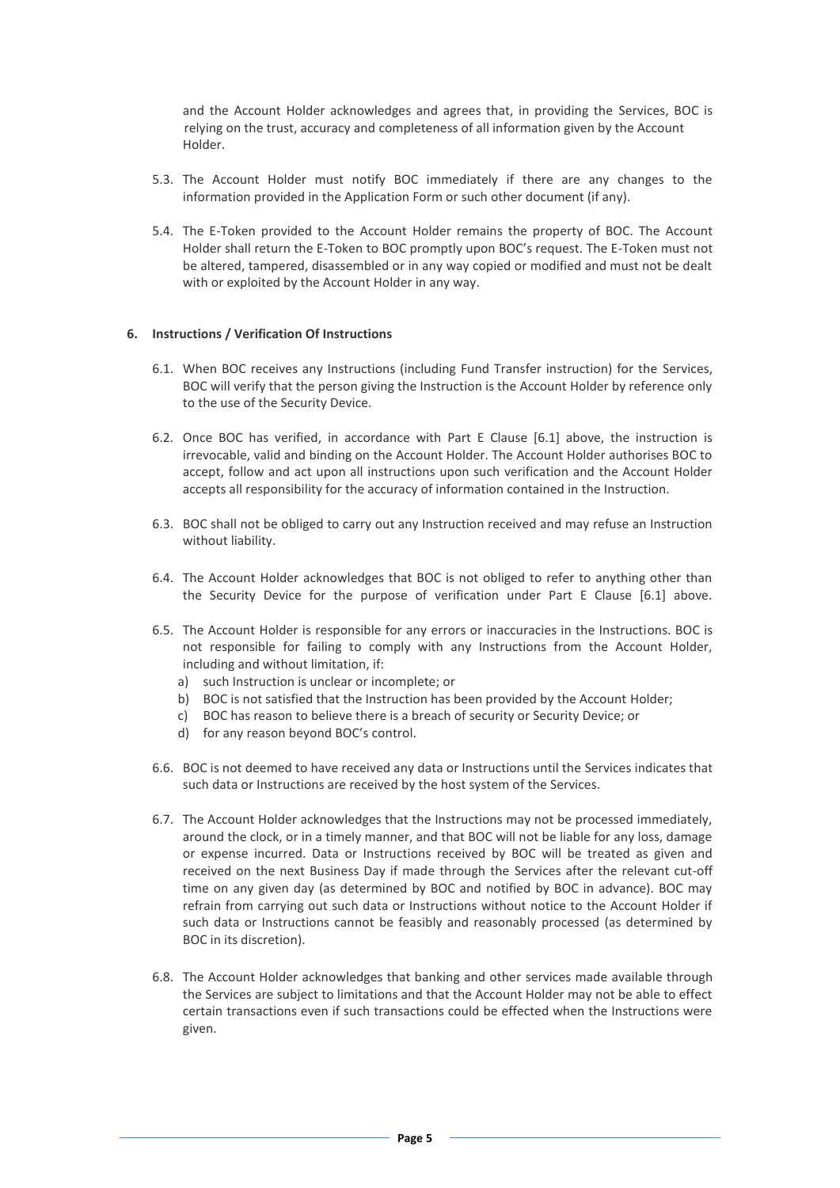and the Account Holder acknowledges and agrees that, in providing the Services, BOC is relying on the trust, accuracy and completeness of all information given by the Account Holder.

5.3. The Account Holder must notify BOC immediately if there are any changes to the information provided in the Application Form or such other document (if any).

5.4. The E-Token provided to the Account Holder remains the property of BOC. The Account Holder shall return the E-Token to BOC promptly upon BOC's request. The E-Token must not be altered, tampered, disassembled or in any way copied or modified and must not be dealt with or exploited by the Account Holder in any way.

**6. Instructions / Verification Of Instructions**

6.1. When BOC receives any Instructions (including Fund Transfer instruction) for the Services, BOC will verify that the person giving the Instruction is the Account Holder by reference only to the use of the Security Device.

6.2. Once BOC has verified, in accordance with Part E Clause [6.1] above, the instruction is irrevocable, valid and binding on the Account Holder. The Account Holder authorises BOC to accept, follow and act upon all instructions upon such verification and the Account Holder accepts all responsibility for the accuracy of information contained in the Instruction.

6.3. BOC shall not be obliged to carry out any Instruction received and may refuse an Instruction without liability.

6.4. The Account Holder acknowledges that BOC is not obliged to refer to anything other than the Security Device for the purpose of verification under Part E Clause [6.1] above.

6.5. The Account Holder is responsible for any errors or inaccuracies in the Instructions. BOC is not responsible for failing to comply with any Instructions from the Account Holder, including and without limitation, if:

a) such Instruction is unclear or incomplete; or
b) BOC is not satisfied that the Instruction has been provided by the Account Holder;
c) BOC has reason to believe there is a breach of security or Security Device; or
d) for any reason beyond BOC's control.

6.6. BOC is not deemed to have received any data or Instructions until the Services indicates that such data or Instructions are received by the host system of the Services.

6.7. The Account Holder acknowledges that the Instructions may not be processed immediately, around the clock, or in a timely manner, and that BOC will not be liable for any loss, damage or expense incurred. Data or Instructions received by BOC will be treated as given and received on the next Business Day if made through the Services after the relevant cut-off time on any given day (as determined by BOC and notified by BOC in advance). BOC may refrain from carrying out such data or Instructions without notice to the Account Holder if such data or Instructions cannot be feasibly and reasonably processed (as determined by BOC in its discretion).

6.8. The Account Holder acknowledges that banking and other services made available through the Services are subject to limitations and that the Account Holder may not be able to effect certain transactions even if such transactions could be effected when the Instructions were given.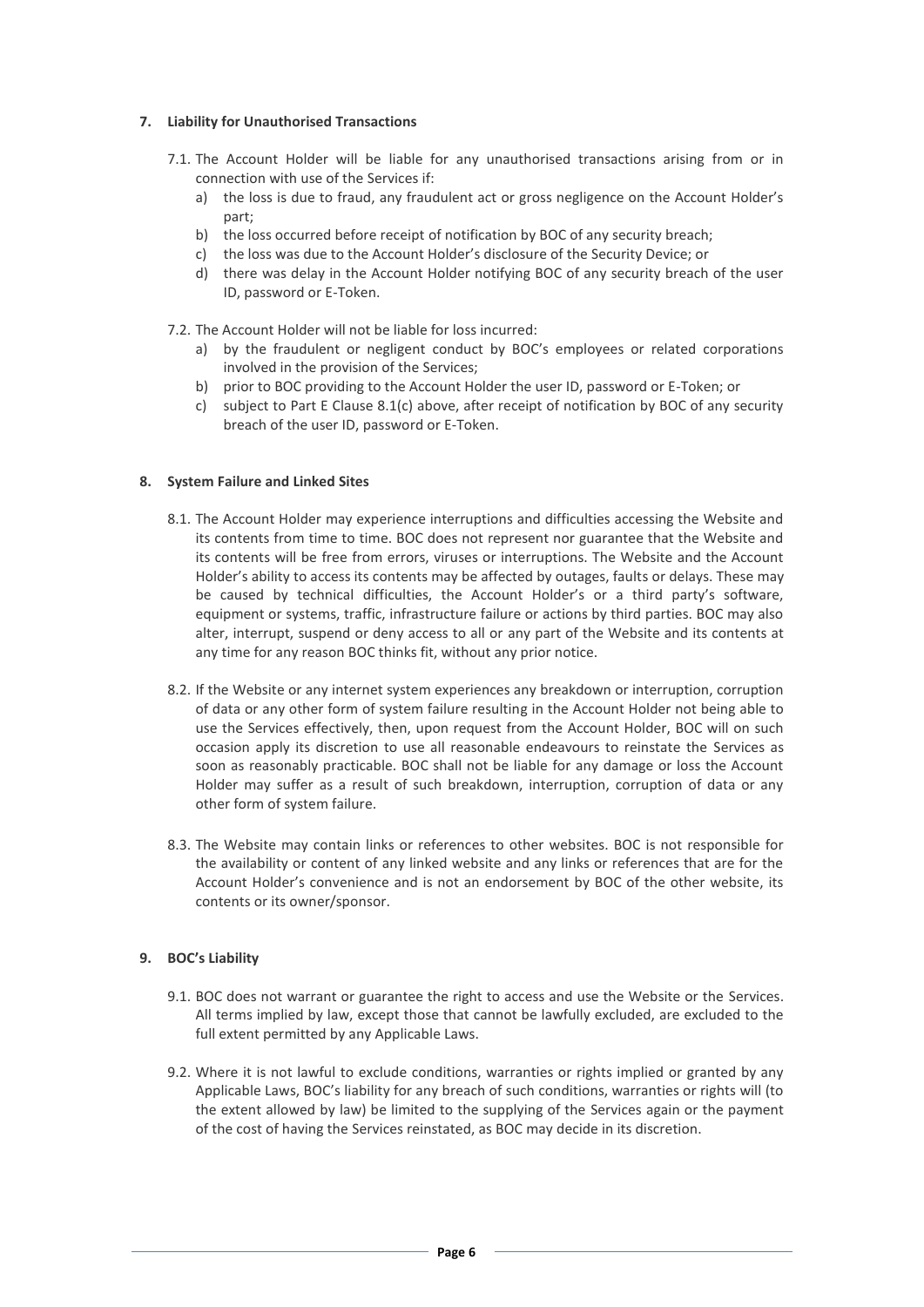**7. Liability for Unauthorised Transactions**

7.1. The Account Holder will be liable for any unauthorised transactions arising from or in connection with use of the Services if:

a) the loss is due to fraud, any fraudulent act or gross negligence on the Account Holder's part;

b) the loss occurred before receipt of notification by BOC of any security breach;

c) the loss was due to the Account Holder's disclosure of the Security Device; or

d) there was delay in the Account Holder notifying BOC of any security breach of the user ID, password or E-Token.

7.2. The Account Holder will not be liable for loss incurred:

a) by the fraudulent or negligent conduct by BOC's employees or related corporations involved in the provision of the Services;

b) prior to BOC providing to the Account Holder the user ID, password or E-Token; or

c) subject to Part E Clause 8.1(c) above, after receipt of notification by BOC of any security breach of the user ID, password or E-Token.

**8. System Failure and Linked Sites**

8.1. The Account Holder may experience interruptions and difficulties accessing the Website and its contents from time to time. BOC does not represent nor guarantee that the Website and its contents will be free from errors, viruses or interruptions. The Website and the Account Holder's ability to access its contents may be affected by outages, faults or delays. These may be caused by technical difficulties, the Account Holder's or a third party's software, equipment or systems, traffic, infrastructure failure or actions by third parties. BOC may also alter, interrupt, suspend or deny access to all or any part of the Website and its contents at any time for any reason BOC thinks fit, without any prior notice.

8.2. If the Website or any internet system experiences any breakdown or interruption, corruption of data or any other form of system failure resulting in the Account Holder not being able to use the Services effectively, then, upon request from the Account Holder, BOC will on such occasion apply its discretion to use all reasonable endeavours to reinstate the Services as soon as reasonably practicable. BOC shall not be liable for any damage or loss the Account Holder may suffer as a result of such breakdown, interruption, corruption of data or any other form of system failure.

8.3. The Website may contain links or references to other websites. BOC is not responsible for the availability or content of any linked website and any links or references that are for the Account Holder's convenience and is not an endorsement by BOC of the other website, its contents or its owner/sponsor.

**9. BOC's Liability**

9.1. BOC does not warrant or guarantee the right to access and use the Website or the Services. All terms implied by law, except those that cannot be lawfully excluded, are excluded to the full extent permitted by any Applicable Laws.

9.2. Where it is not lawful to exclude conditions, warranties or rights implied or granted by any Applicable Laws, BOC's liability for any breach of such conditions, warranties or rights will (to the extent allowed by law) be limited to the supplying of the Services again or the payment of the cost of having the Services reinstated, as BOC may decide in its discretion.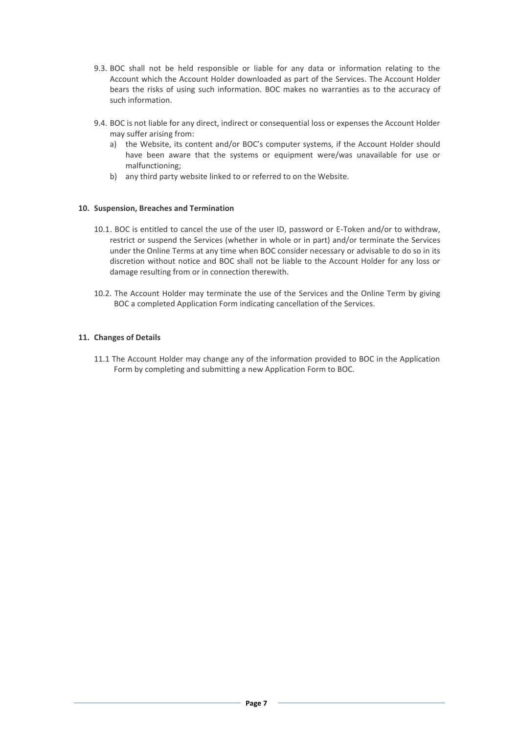9.3. BOC shall not be held responsible or liable for any data or information relating to the Account which the Account Holder downloaded as part of the Services. The Account Holder bears the risks of using such information. BOC makes no warranties as to the accuracy of such information.

9.4. BOC is not liable for any direct, indirect or consequential loss or expenses the Account Holder may suffer arising from:

a) the Website, its content and/or BOC's computer systems, if the Account Holder should have been aware that the systems or equipment were/was unavailable for use or malfunctioning;

b) any third party website linked to or referred to on the Website.

**10. Suspension, Breaches and Termination**

10.1. BOC is entitled to cancel the use of the user ID, password or E-Token and/or to withdraw, restrict or suspend the Services (whether in whole or in part) and/or terminate the Services under the Online Terms at any time when BOC consider necessary or advisable to do so in its discretion without notice and BOC shall not be liable to the Account Holder for any loss or damage resulting from or in connection therewith.

10.2. The Account Holder may terminate the use of the Services and the Online Term by giving BOC a completed Application Form indicating cancellation of the Services.

**11. Changes of Details**

11.1 The Account Holder may change any of the information provided to BOC in the Application Form by completing and submitting a new Application Form to BOC.